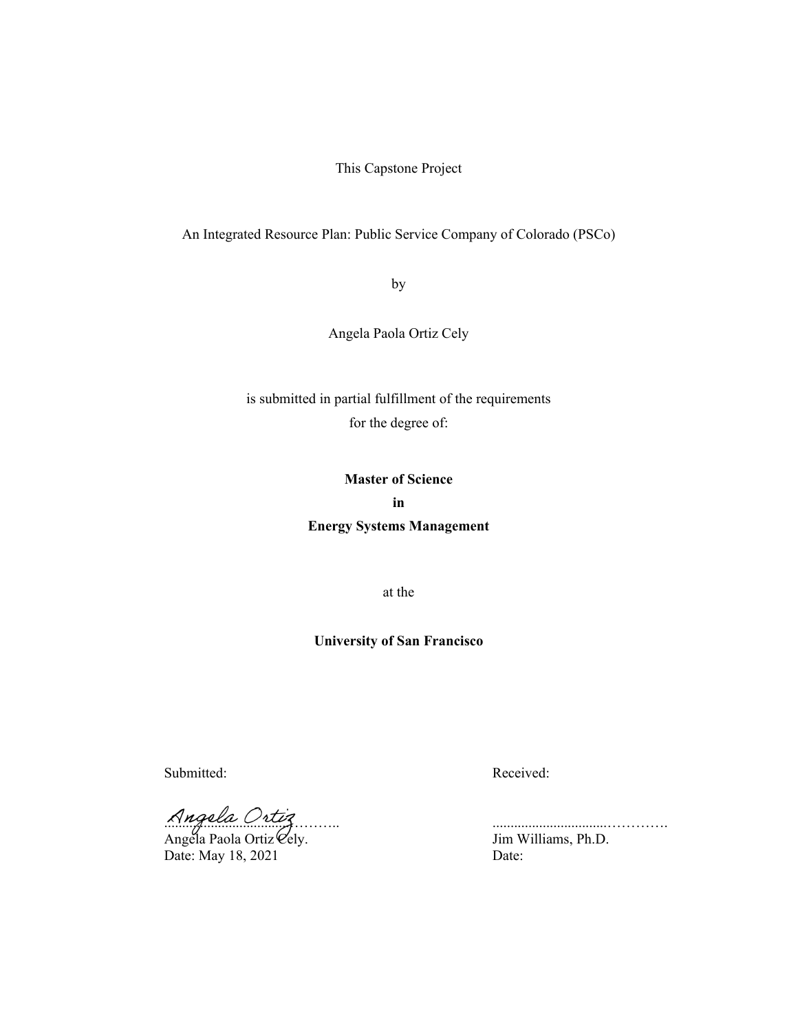This Capstone Project

An Integrated Resource Plan: Public Service Company of Colorado (PSCo)

by

Angela Paola Ortiz Cely

is submitted in partial fulfillment of the requirements
for the degree of:

**Master of Science**
**in**
**Energy Systems Management**

at the

**University of San Francisco**

Submitted: Received:

*Angela Ortiz*..........................................……..
Angela Paola Ortiz Cely.
Date: May 18, 2021

..............................…………
Jim Williams, Ph.D.
Date: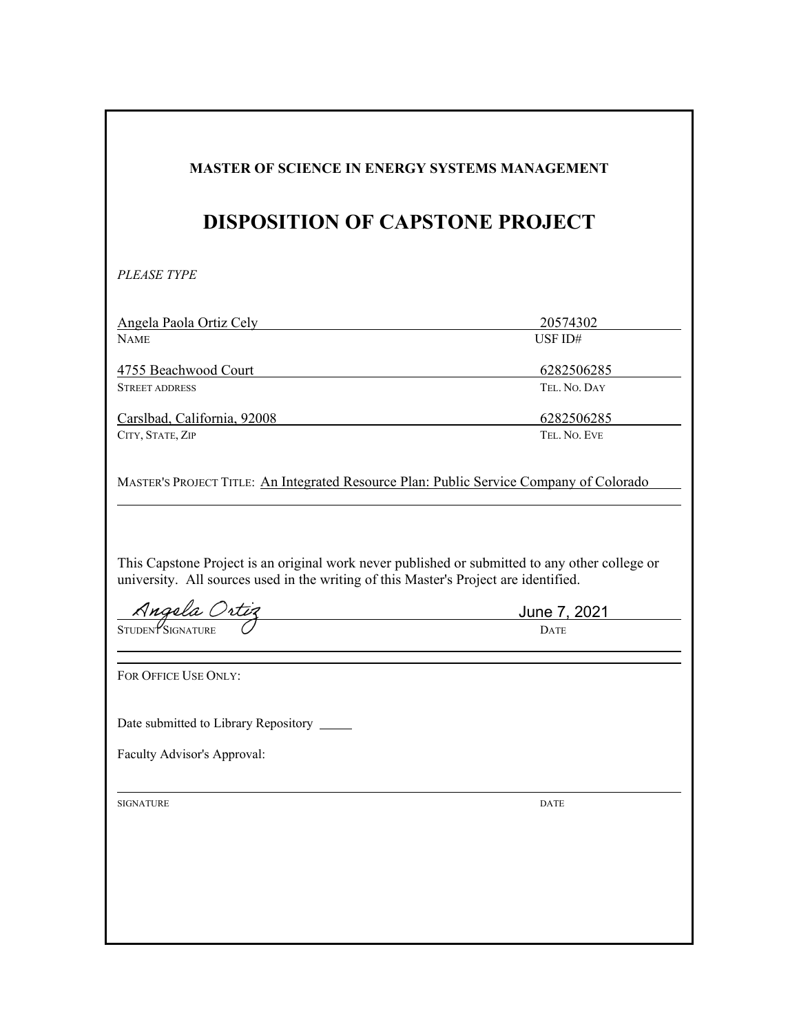**MASTER OF SCIENCE IN ENERGY SYSTEMS MANAGEMENT**

# DISPOSITION OF CAPSTONE PROJECT

*PLEASE TYPE*

| | |
|---|---|
| Angela Paola Ortiz Cely | 20574302 |
| NAME | USF ID# |
| 4755 Beachwood Court | 6282506285 |
| STREET ADDRESS | TEL. NO. DAY |
| Carslbad, California, 92008 | 6282506285 |
| CITY, STATE, ZIP | TEL. NO. EVE |

MASTER'S PROJECT TITLE: An Integrated Resource Plan: Public Service Company of Colorado

This Capstone Project is an original work never published or submitted to any other college or university. All sources used in the writing of this Master's Project are identified.

| | |
|---|---|
| Angela Ortiz | June 7, 2021 |
| STUDENT SIGNATURE | DATE |

FOR OFFICE USE ONLY:

Date submitted to Library Repository \_\_\_\_\_

Faculty Advisor's Approval:

| | |
|---|---|
| SIGNATURE | DATE |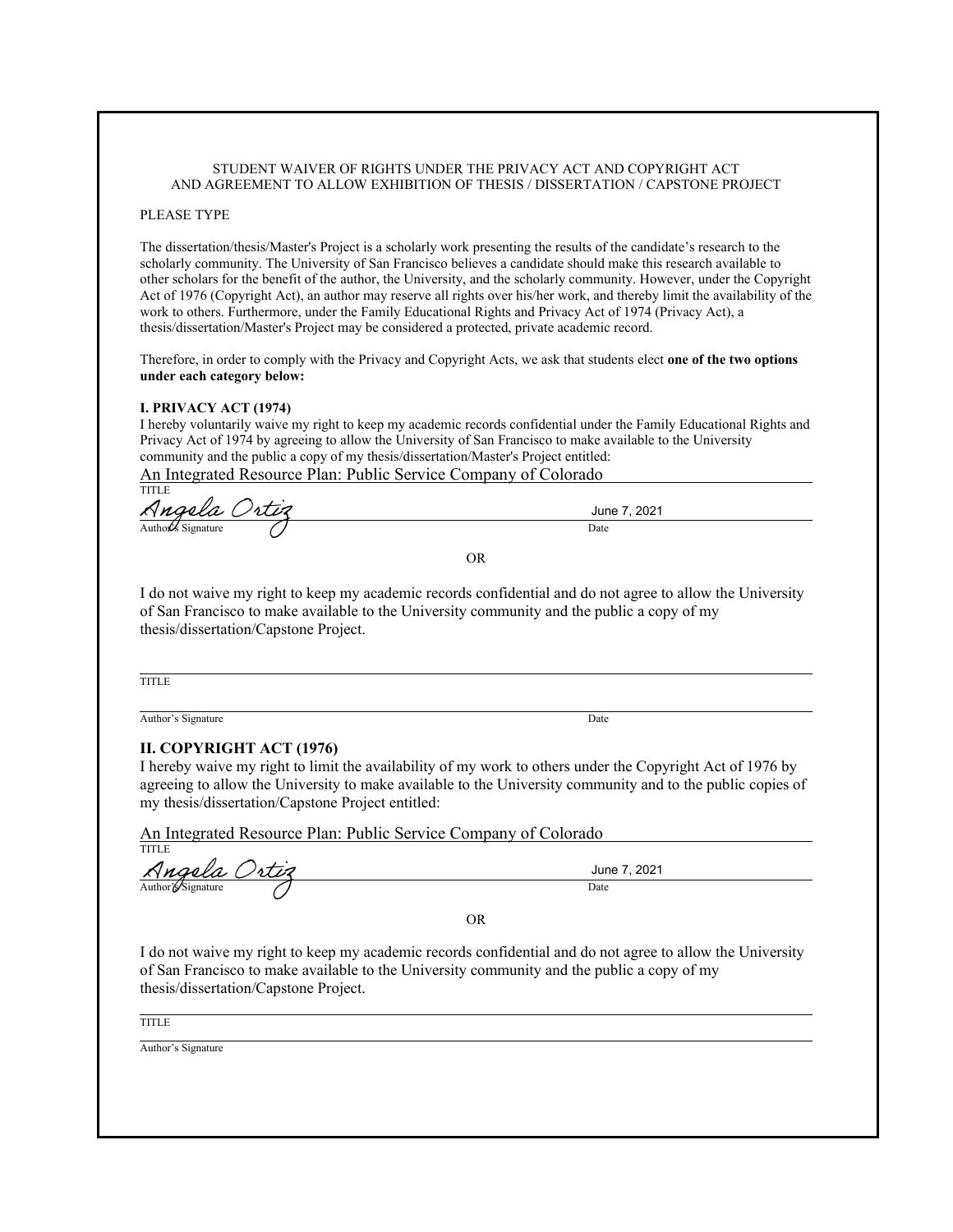STUDENT WAIVER OF RIGHTS UNDER THE PRIVACY ACT AND COPYRIGHT ACT
AND AGREEMENT TO ALLOW EXHIBITION OF THESIS / DISSERTATION / CAPSTONE PROJECT

PLEASE TYPE

The dissertation/thesis/Master's Project is a scholarly work presenting the results of the candidate's research to the scholarly community. The University of San Francisco believes a candidate should make this research available to other scholars for the benefit of the author, the University, and the scholarly community. However, under the Copyright Act of 1976 (Copyright Act), an author may reserve all rights over his/her work, and thereby limit the availability of the work to others. Furthermore, under the Family Educational Rights and Privacy Act of 1974 (Privacy Act), a thesis/dissertation/Master's Project may be considered a protected, private academic record.

Therefore, in order to comply with the Privacy and Copyright Acts, we ask that students elect **one of the two options under each category below:**

**I. PRIVACY ACT (1974)**

I hereby voluntarily waive my right to keep my academic records confidential under the Family Educational Rights and Privacy Act of 1974 by agreeing to allow the University of San Francisco to make available to the University community and the public a copy of my thesis/dissertation/Master's Project entitled:

An Integrated Resource Plan: Public Service Company of Colorado

TITLE

Angela Ortiz — June 7, 2021

Author's Signature — Date

OR

I do not waive my right to keep my academic records confidential and do not agree to allow the University of San Francisco to make available to the University community and the public a copy of my thesis/dissertation/Capstone Project.

TITLE

Author's Signature — Date

**II. COPYRIGHT ACT (1976)**

I hereby waive my right to limit the availability of my work to others under the Copyright Act of 1976 by agreeing to allow the University to make available to the University community and to the public copies of my thesis/dissertation/Capstone Project entitled:

An Integrated Resource Plan: Public Service Company of Colorado

TITLE

Angela Ortiz — June 7, 2021

Author's Signature — Date

OR

I do not waive my right to keep my academic records confidential and do not agree to allow the University of San Francisco to make available to the University community and the public a copy of my thesis/dissertation/Capstone Project.

TITLE

Author's Signature